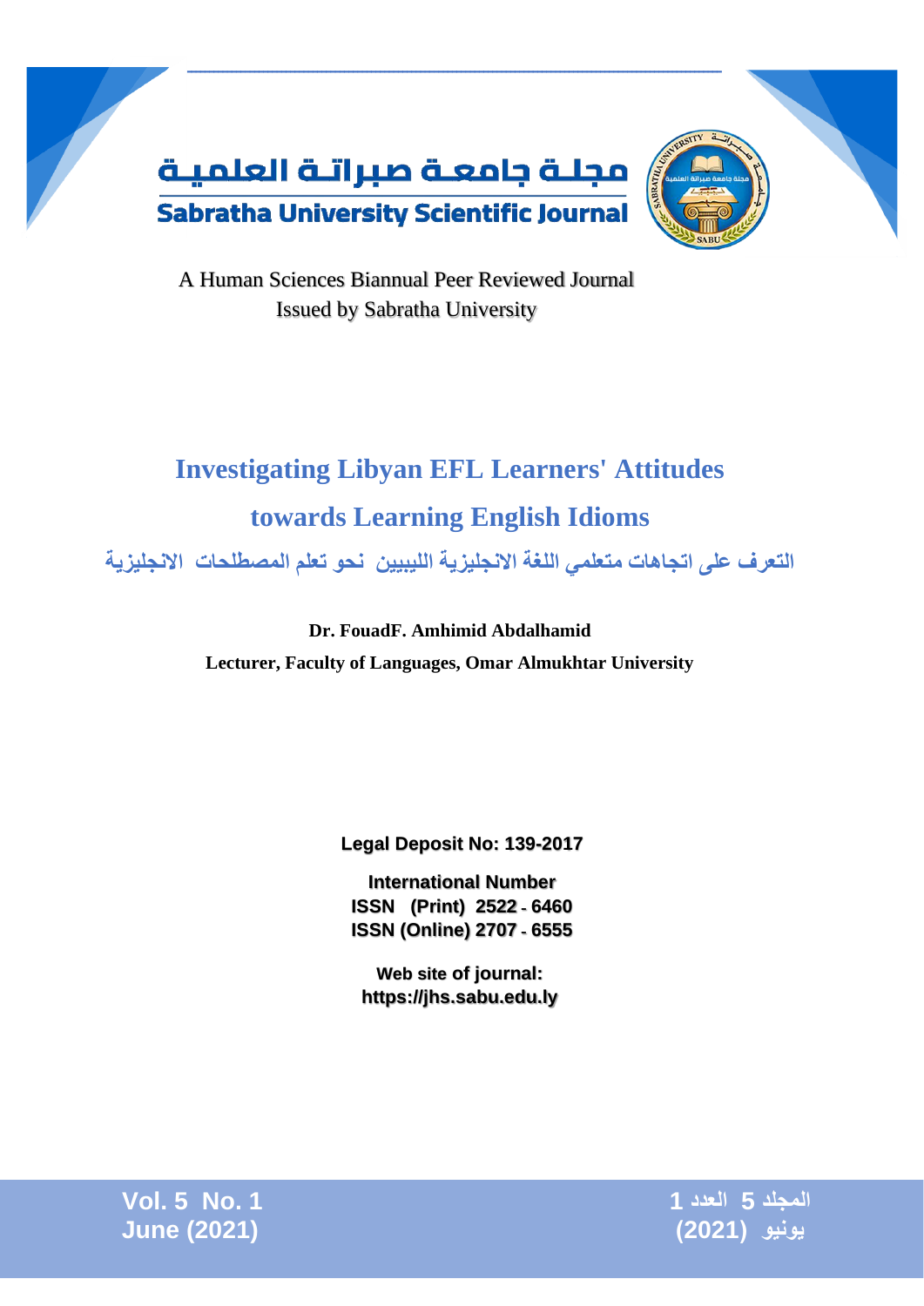مجلة جامعة صبراتة العلمية

**Sabratha University Scientific Journal**

A Human Sciences Biannual Peer Reviewed Journal
Issued by Sabratha University

# Investigating Libyan EFL Learners' Attitudes towards Learning English Idioms

## التعرف على اتجاهات متعلمي اللغة الانجليزية الليبيين نحو تعلم المصطلحات الانجليزية

**Dr. FouadF. Amhimid Abdalhamid**

**Lecturer, Faculty of Languages, Omar Almukhtar University**

**Legal Deposit No: 139-2017**

**International Number**
**ISSN (Print) 2522 - 6460**
**ISSN (Online) 2707 - 6555**

**Web site of journal:**
**https://jhs.sabu.edu.ly**

**Vol. 5 No. 1**
**June (2021)**

**المجلد 5 العدد 1**
**يونيو (2021)**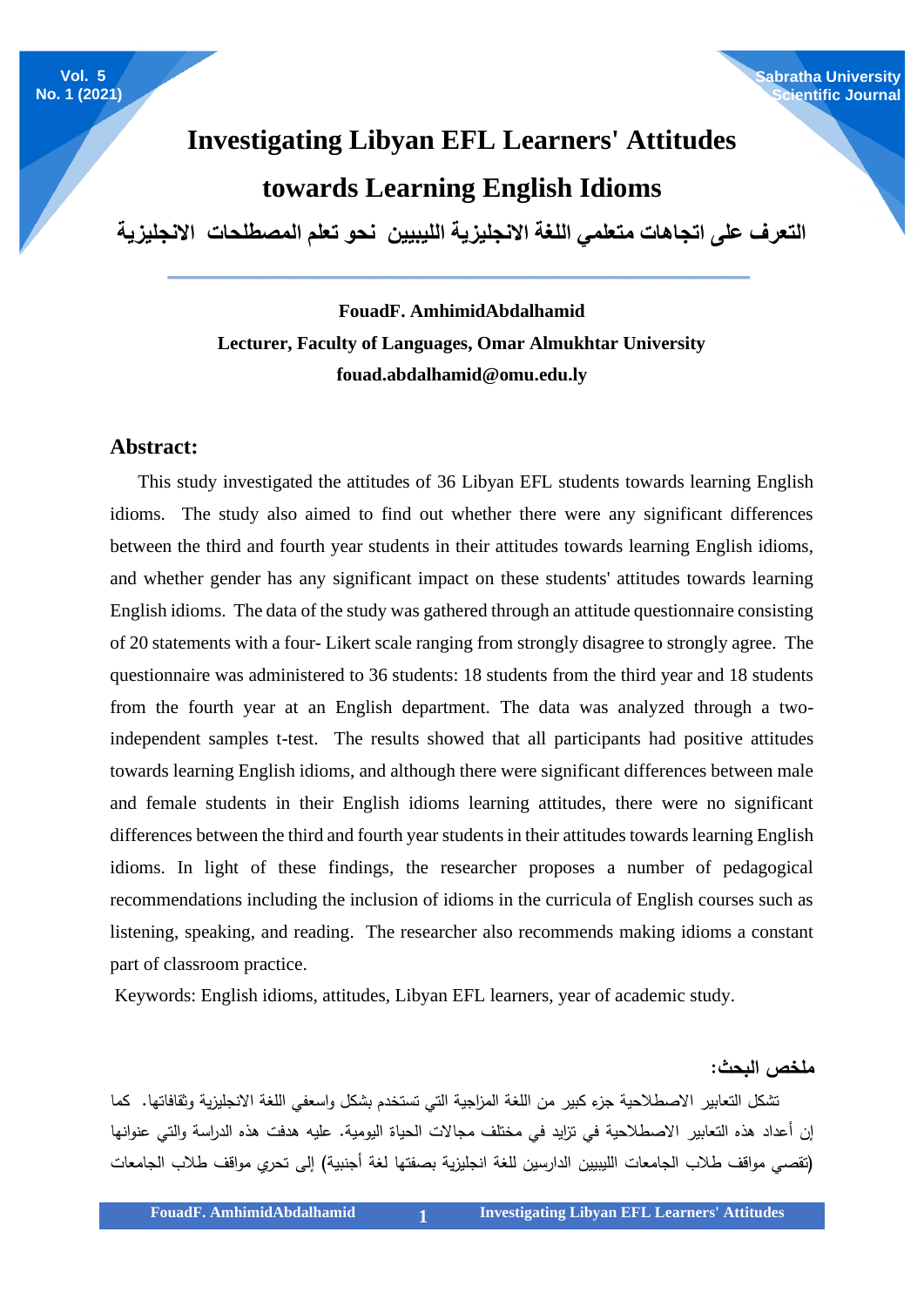# Investigating Libyan EFL Learners' Attitudes towards Learning English Idioms

# التعرف على اتجاهات متعلمي اللغة الانجليزية الليبيين نحو تعلم المصطلحات الانجليزية

**FouadF. AmhimidAbdalhamid**
**Lecturer, Faculty of Languages, Omar Almukhtar University**
**fouad.abdalhamid@omu.edu.ly**

## Abstract:

This study investigated the attitudes of 36 Libyan EFL students towards learning English idioms. The study also aimed to find out whether there were any significant differences between the third and fourth year students in their attitudes towards learning English idioms, and whether gender has any significant impact on these students' attitudes towards learning English idioms. The data of the study was gathered through an attitude questionnaire consisting of 20 statements with a four- Likert scale ranging from strongly disagree to strongly agree. The questionnaire was administered to 36 students: 18 students from the third year and 18 students from the fourth year at an English department. The data was analyzed through a two-independent samples t-test. The results showed that all participants had positive attitudes towards learning English idioms, and although there were significant differences between male and female students in their English idioms learning attitudes, there were no significant differences between the third and fourth year students in their attitudes towards learning English idioms. In light of these findings, the researcher proposes a number of pedagogical recommendations including the inclusion of idioms in the curricula of English courses such as listening, speaking, and reading. The researcher also recommends making idioms a constant part of classroom practice.

Keywords: English idioms, attitudes, Libyan EFL learners, year of academic study.

## ملخص البحث:

تشكل التعابير الاصطلاحية جزء كبير من اللغة المزاجية التي تستخدم بشكل واسعفي اللغة الانجليزية وثقافاتها. كما إن أعداد هذه التعابير الاصطلاحية في تزايد في مختلف مجالات الحياة اليومية. عليه هدفت هذه الدراسة والتي عنوانها (تقصي مواقف طلاب الجامعات الليبيين الدارسين للغة انجليزية بصفتها لغة أجنبية) إلى تحري مواقف طلاب الجامعات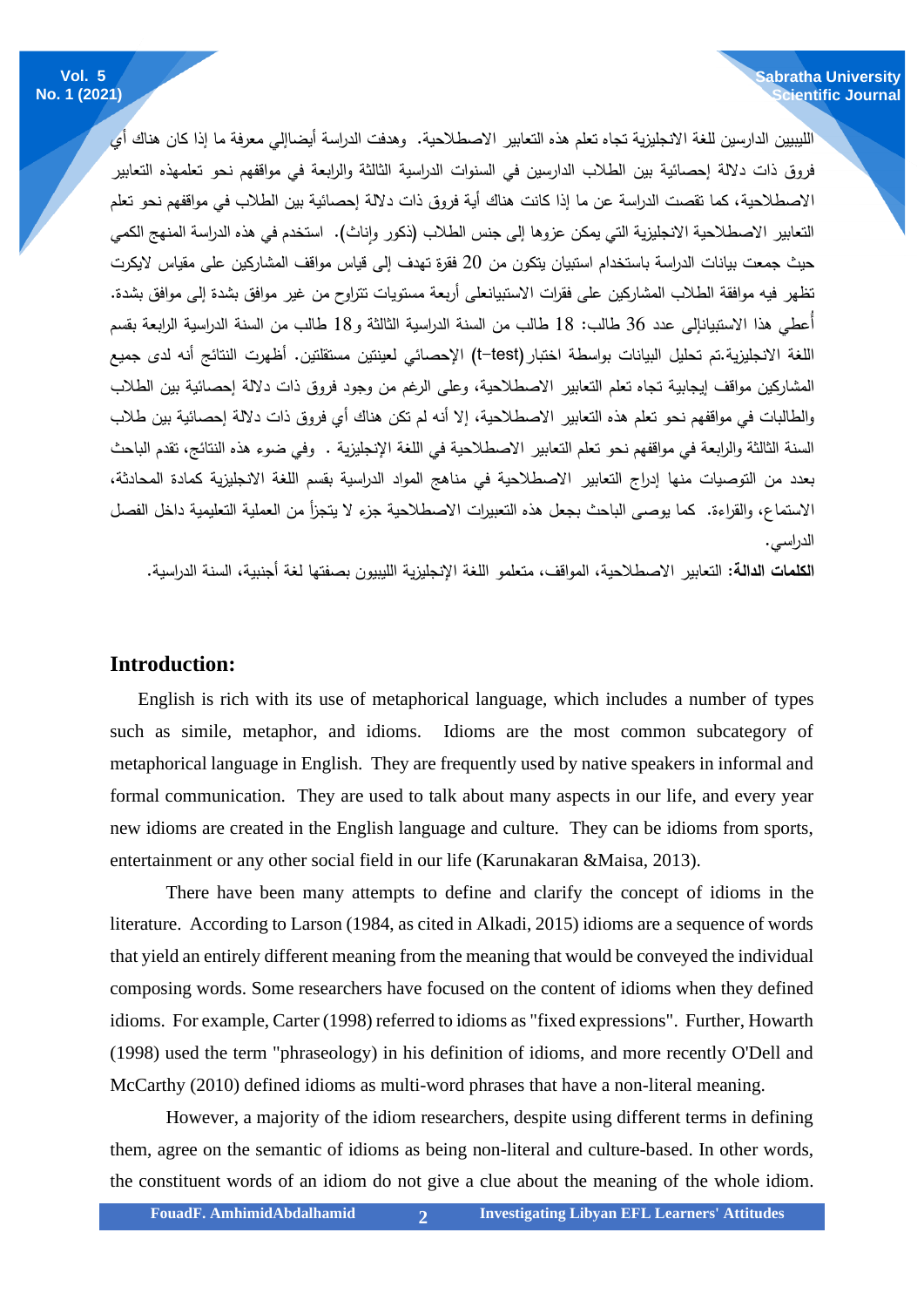الليبيين الدارسين للغة الانجليزية تجاه تعلم هذه التعابير الاصطلاحية. وهدفت الدراسة أيضاإلي معرفة ما إذا كان هناك أي فروق ذات دلالة إحصائية بين الطلاب الدارسين في السنوات الدراسية الثالثة والرابعة في مواقفهم نحو تعلمهذه التعابير الاصطلاحية، كما تقصت الدراسة عن ما إذا كانت هناك أية فروق ذات دلالة إحصائية بين الطلاب في مواقفهم نحو تعلم التعابير الاصطلاحية الانجليزية التي يمكن عزوها إلى جنس الطلاب (ذكور وإناث). استخدم في هذه الدراسة المنهج الكمي حيث جمعت بيانات الدراسة باستخدام استبيان يتكون من 20 فقرة تهدف إلى قياس مواقف المشاركين على مقياس لايكرت تظهر فيه موافقة الطلاب المشاركين على فقرات الاستبيانعلى أربعة مستويات تتراوح من غير موافق بشدة إلى موافق بشدة. أُعطي هذا الاستبيانإلى عدد 36 طالب: 18 طالب من السنة الدراسية الثالثة و18 طالب من السنة الدراسية الرابعة بقسم اللغة الانجليزية.تم تحليل البيانات بواسطة اختبار(t-test) الإحصائي لعينتين مستقلتين. أظهرت النتائج أنه لدى جميع المشاركين مواقف إيجابية تجاه تعلم التعابير الاصطلاحية، وعلى الرغم من وجود فروق ذات دلالة إحصائية بين الطلاب والطالبات في مواقفهم نحو تعلم هذه التعابير الاصطلاحية، إلا أنه لم تكن هناك أي فروق ذات دلالة إحصائية بين طلاب السنة الثالثة والرابعة في مواقفهم نحو تعلم التعابير الاصطلاحية في اللغة الإنجليزية . وفي ضوء هذه النتائج، تقدم الباحث بعدد من التوصيات منها إدراج التعابير الاصطلاحية في مناهج المواد الدراسية بقسم اللغة الانجليزية كمادة المحادثة، الاستماع، والقراءة. كما يوصى الباحث بجعل هذه التعبيرات الاصطلاحية جزء لا يتجزأ من العملية التعليمية داخل الفصل الدراسي.

**الكلمات الدالة:** التعابير الاصطلاحية، المواقف، متعلمو اللغة الإنجليزية الليبيون بصفتها لغة أجنبية، السنة الدراسية.

## Introduction:

English is rich with its use of metaphorical language, which includes a number of types such as simile, metaphor, and idioms. Idioms are the most common subcategory of metaphorical language in English. They are frequently used by native speakers in informal and formal communication. They are used to talk about many aspects in our life, and every year new idioms are created in the English language and culture. They can be idioms from sports, entertainment or any other social field in our life (Karunakaran &Maisa, 2013).

There have been many attempts to define and clarify the concept of idioms in the literature. According to Larson (1984, as cited in Alkadi, 2015) idioms are a sequence of words that yield an entirely different meaning from the meaning that would be conveyed the individual composing words. Some researchers have focused on the content of idioms when they defined idioms. For example, Carter (1998) referred to idioms as "fixed expressions". Further, Howarth (1998) used the term "phraseology) in his definition of idioms, and more recently O'Dell and McCarthy (2010) defined idioms as multi-word phrases that have a non-literal meaning.

However, a majority of the idiom researchers, despite using different terms in defining them, agree on the semantic of idioms as being non-literal and culture-based. In other words, the constituent words of an idiom do not give a clue about the meaning of the whole idiom.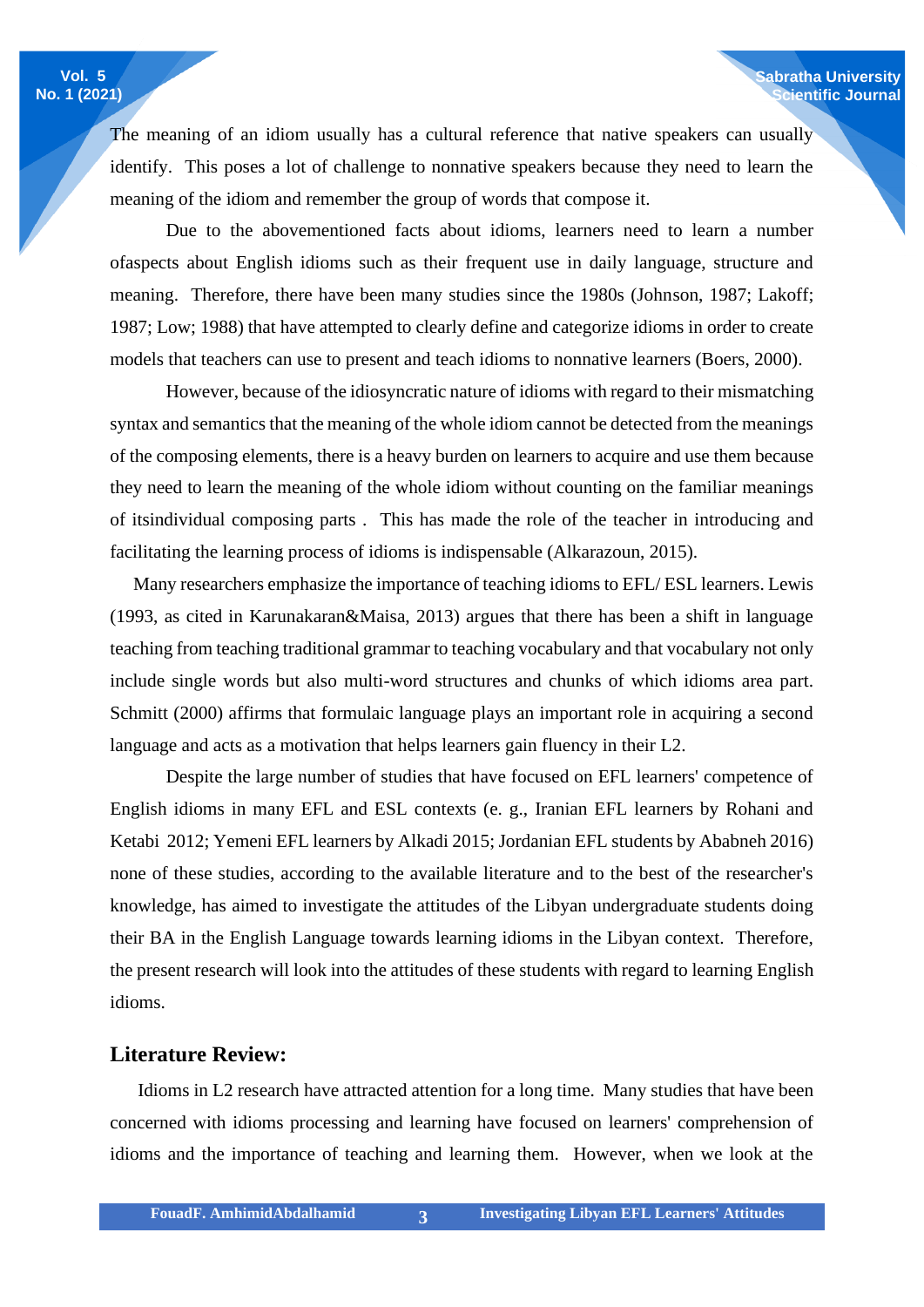The meaning of an idiom usually has a cultural reference that native speakers can usually identify. This poses a lot of challenge to nonnative speakers because they need to learn the meaning of the idiom and remember the group of words that compose it.

Due to the abovementioned facts about idioms, learners need to learn a number ofaspects about English idioms such as their frequent use in daily language, structure and meaning. Therefore, there have been many studies since the 1980s (Johnson, 1987; Lakoff; 1987; Low; 1988) that have attempted to clearly define and categorize idioms in order to create models that teachers can use to present and teach idioms to nonnative learners (Boers, 2000).

However, because of the idiosyncratic nature of idioms with regard to their mismatching syntax and semantics that the meaning of the whole idiom cannot be detected from the meanings of the composing elements, there is a heavy burden on learners to acquire and use them because they need to learn the meaning of the whole idiom without counting on the familiar meanings of itsindividual composing parts . This has made the role of the teacher in introducing and facilitating the learning process of idioms is indispensable (Alkarazoun, 2015).

Many researchers emphasize the importance of teaching idioms to EFL/ ESL learners. Lewis (1993, as cited in Karunakaran&Maisa, 2013) argues that there has been a shift in language teaching from teaching traditional grammar to teaching vocabulary and that vocabulary not only include single words but also multi-word structures and chunks of which idioms area part. Schmitt (2000) affirms that formulaic language plays an important role in acquiring a second language and acts as a motivation that helps learners gain fluency in their L2.

Despite the large number of studies that have focused on EFL learners' competence of English idioms in many EFL and ESL contexts (e. g., Iranian EFL learners by Rohani and Ketabi 2012; Yemeni EFL learners by Alkadi 2015; Jordanian EFL students by Ababneh 2016) none of these studies, according to the available literature and to the best of the researcher's knowledge, has aimed to investigate the attitudes of the Libyan undergraduate students doing their BA in the English Language towards learning idioms in the Libyan context. Therefore, the present research will look into the attitudes of these students with regard to learning English idioms.

## Literature Review:

Idioms in L2 research have attracted attention for a long time. Many studies that have been concerned with idioms processing and learning have focused on learners' comprehension of idioms and the importance of teaching and learning them. However, when we look at the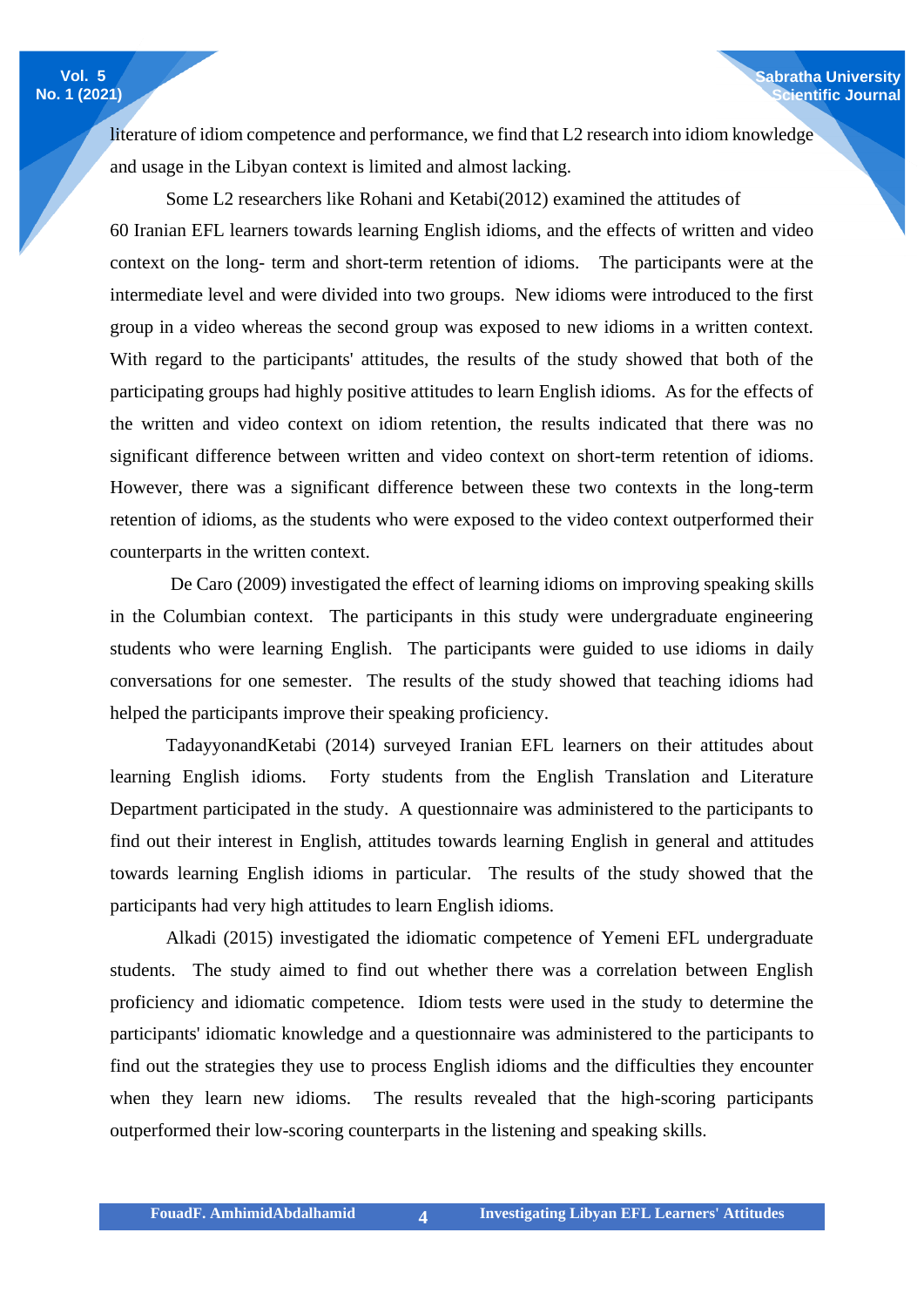literature of idiom competence and performance, we find that L2 research into idiom knowledge and usage in the Libyan context is limited and almost lacking.

Some L2 researchers like Rohani and Ketabi(2012) examined the attitudes of 60 Iranian EFL learners towards learning English idioms, and the effects of written and video context on the long- term and short-term retention of idioms. The participants were at the intermediate level and were divided into two groups. New idioms were introduced to the first group in a video whereas the second group was exposed to new idioms in a written context. With regard to the participants' attitudes, the results of the study showed that both of the participating groups had highly positive attitudes to learn English idioms. As for the effects of the written and video context on idiom retention, the results indicated that there was no significant difference between written and video context on short-term retention of idioms. However, there was a significant difference between these two contexts in the long-term retention of idioms, as the students who were exposed to the video context outperformed their counterparts in the written context.

De Caro (2009) investigated the effect of learning idioms on improving speaking skills in the Columbian context. The participants in this study were undergraduate engineering students who were learning English. The participants were guided to use idioms in daily conversations for one semester. The results of the study showed that teaching idioms had helped the participants improve their speaking proficiency.

TadayyonandKetabi (2014) surveyed Iranian EFL learners on their attitudes about learning English idioms. Forty students from the English Translation and Literature Department participated in the study. A questionnaire was administered to the participants to find out their interest in English, attitudes towards learning English in general and attitudes towards learning English idioms in particular. The results of the study showed that the participants had very high attitudes to learn English idioms.

Alkadi (2015) investigated the idiomatic competence of Yemeni EFL undergraduate students. The study aimed to find out whether there was a correlation between English proficiency and idiomatic competence. Idiom tests were used in the study to determine the participants' idiomatic knowledge and a questionnaire was administered to the participants to find out the strategies they use to process English idioms and the difficulties they encounter when they learn new idioms. The results revealed that the high-scoring participants outperformed their low-scoring counterparts in the listening and speaking skills.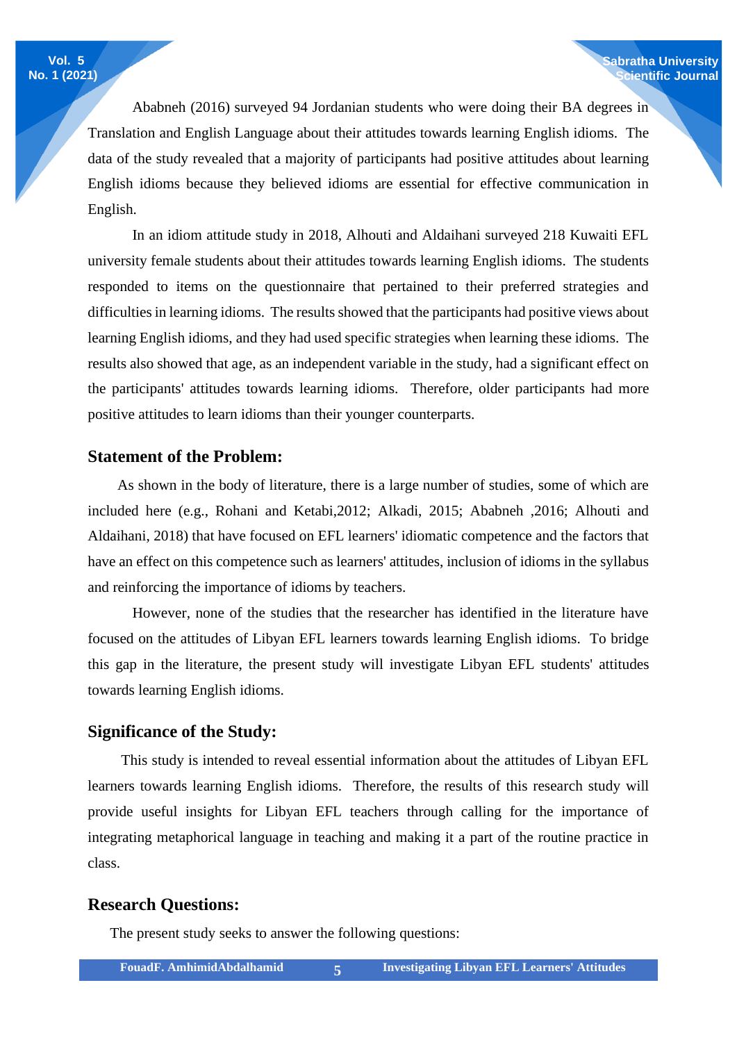Ababneh (2016) surveyed 94 Jordanian students who were doing their BA degrees in Translation and English Language about their attitudes towards learning English idioms. The data of the study revealed that a majority of participants had positive attitudes about learning English idioms because they believed idioms are essential for effective communication in English.

In an idiom attitude study in 2018, Alhouti and Aldaihani surveyed 218 Kuwaiti EFL university female students about their attitudes towards learning English idioms. The students responded to items on the questionnaire that pertained to their preferred strategies and difficulties in learning idioms. The results showed that the participants had positive views about learning English idioms, and they had used specific strategies when learning these idioms. The results also showed that age, as an independent variable in the study, had a significant effect on the participants' attitudes towards learning idioms. Therefore, older participants had more positive attitudes to learn idioms than their younger counterparts.

## Statement of the Problem:

As shown in the body of literature, there is a large number of studies, some of which are included here (e.g., Rohani and Ketabi,2012; Alkadi, 2015; Ababneh ,2016; Alhouti and Aldaihani, 2018) that have focused on EFL learners' idiomatic competence and the factors that have an effect on this competence such as learners' attitudes, inclusion of idioms in the syllabus and reinforcing the importance of idioms by teachers.

However, none of the studies that the researcher has identified in the literature have focused on the attitudes of Libyan EFL learners towards learning English idioms. To bridge this gap in the literature, the present study will investigate Libyan EFL students' attitudes towards learning English idioms.

## Significance of the Study:

This study is intended to reveal essential information about the attitudes of Libyan EFL learners towards learning English idioms. Therefore, the results of this research study will provide useful insights for Libyan EFL teachers through calling for the importance of integrating metaphorical language in teaching and making it a part of the routine practice in class.

## Research Questions:

The present study seeks to answer the following questions: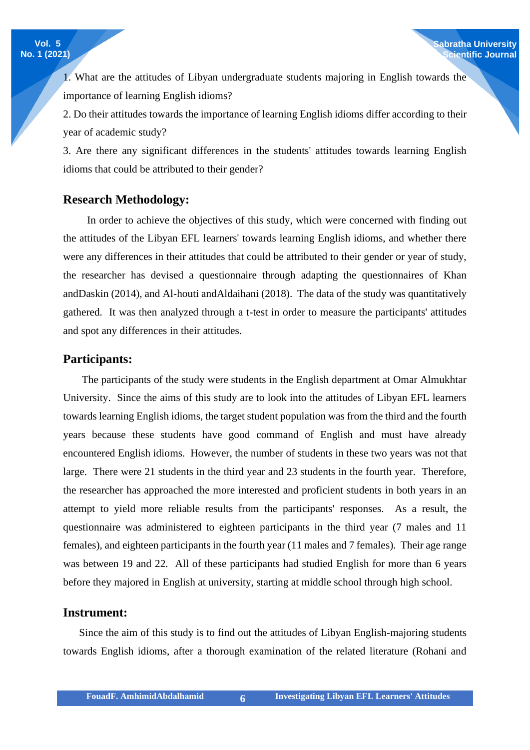1. What are the attitudes of Libyan undergraduate students majoring in English towards the importance of learning English idioms?

2. Do their attitudes towards the importance of learning English idioms differ according to their year of academic study?

3. Are there any significant differences in the students' attitudes towards learning English idioms that could be attributed to their gender?

## Research Methodology:

In order to achieve the objectives of this study, which were concerned with finding out the attitudes of the Libyan EFL learners' towards learning English idioms, and whether there were any differences in their attitudes that could be attributed to their gender or year of study, the researcher has devised a questionnaire through adapting the questionnaires of Khan andDaskin (2014), and Al-houti andAldaihani (2018). The data of the study was quantitatively gathered. It was then analyzed through a t-test in order to measure the participants' attitudes and spot any differences in their attitudes.

## Participants:

The participants of the study were students in the English department at Omar Almukhtar University. Since the aims of this study are to look into the attitudes of Libyan EFL learners towards learning English idioms, the target student population was from the third and the fourth years because these students have good command of English and must have already encountered English idioms. However, the number of students in these two years was not that large. There were 21 students in the third year and 23 students in the fourth year. Therefore, the researcher has approached the more interested and proficient students in both years in an attempt to yield more reliable results from the participants' responses. As a result, the questionnaire was administered to eighteen participants in the third year (7 males and 11 females), and eighteen participants in the fourth year (11 males and 7 females). Their age range was between 19 and 22. All of these participants had studied English for more than 6 years before they majored in English at university, starting at middle school through high school.

## Instrument:

Since the aim of this study is to find out the attitudes of Libyan English-majoring students towards English idioms, after a thorough examination of the related literature (Rohani and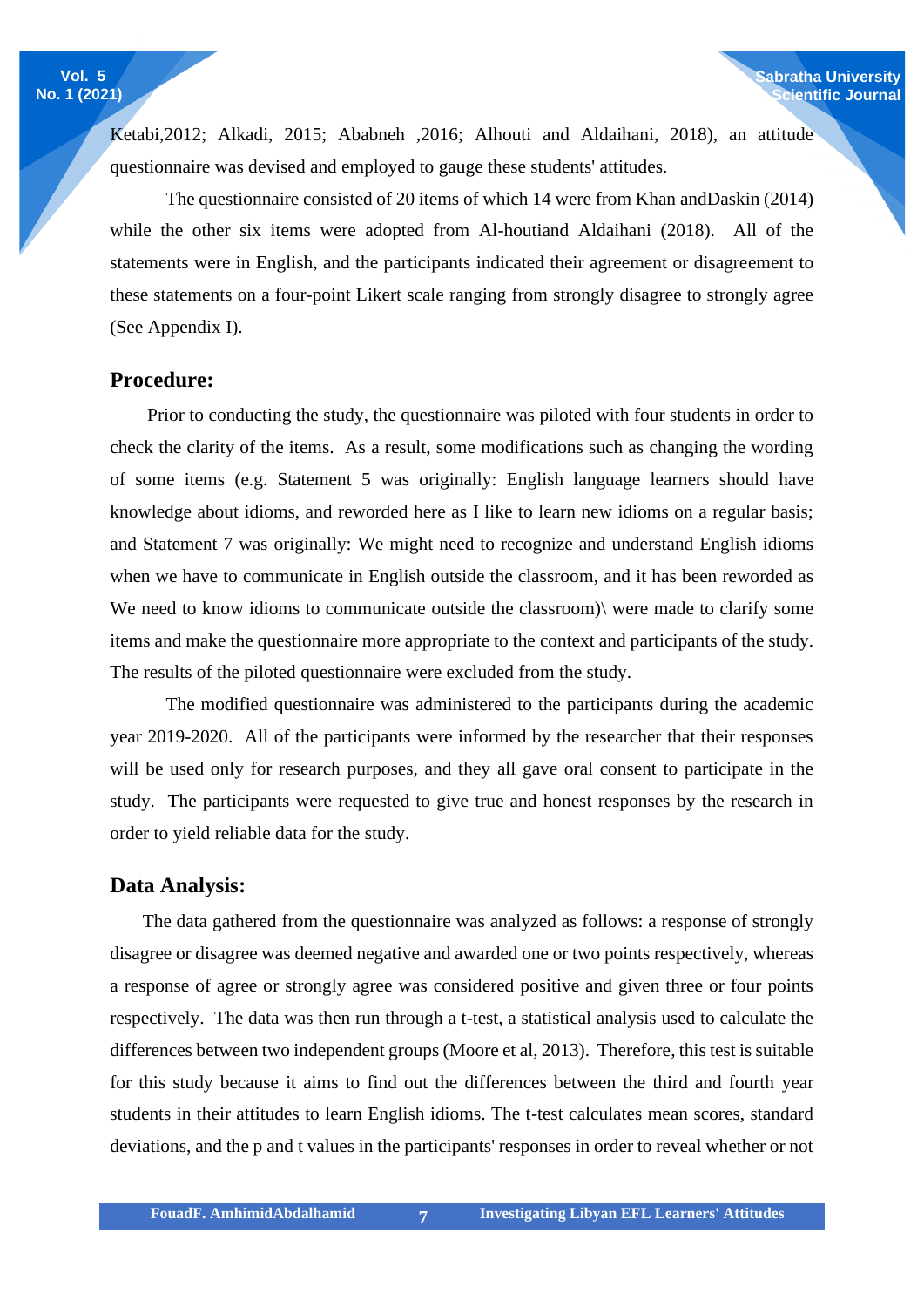Ketabi,2012; Alkadi, 2015; Ababneh ,2016; Alhouti and Aldaihani, 2018), an attitude questionnaire was devised and employed to gauge these students' attitudes.

The questionnaire consisted of 20 items of which 14 were from Khan andDaskin (2014) while the other six items were adopted from Al-houtiand Aldaihani (2018). All of the statements were in English, and the participants indicated their agreement or disagreement to these statements on a four-point Likert scale ranging from strongly disagree to strongly agree (See Appendix I).

## Procedure:

Prior to conducting the study, the questionnaire was piloted with four students in order to check the clarity of the items. As a result, some modifications such as changing the wording of some items (e.g. Statement 5 was originally: English language learners should have knowledge about idioms, and reworded here as I like to learn new idioms on a regular basis; and Statement 7 was originally: We might need to recognize and understand English idioms when we have to communicate in English outside the classroom, and it has been reworded as We need to know idioms to communicate outside the classroom)\ were made to clarify some items and make the questionnaire more appropriate to the context and participants of the study. The results of the piloted questionnaire were excluded from the study.

The modified questionnaire was administered to the participants during the academic year 2019-2020. All of the participants were informed by the researcher that their responses will be used only for research purposes, and they all gave oral consent to participate in the study. The participants were requested to give true and honest responses by the research in order to yield reliable data for the study.

## Data Analysis:

The data gathered from the questionnaire was analyzed as follows: a response of strongly disagree or disagree was deemed negative and awarded one or two points respectively, whereas a response of agree or strongly agree was considered positive and given three or four points respectively. The data was then run through a t-test, a statistical analysis used to calculate the differences between two independent groups (Moore et al, 2013). Therefore, this test is suitable for this study because it aims to find out the differences between the third and fourth year students in their attitudes to learn English idioms. The t-test calculates mean scores, standard deviations, and the p and t values in the participants' responses in order to reveal whether or not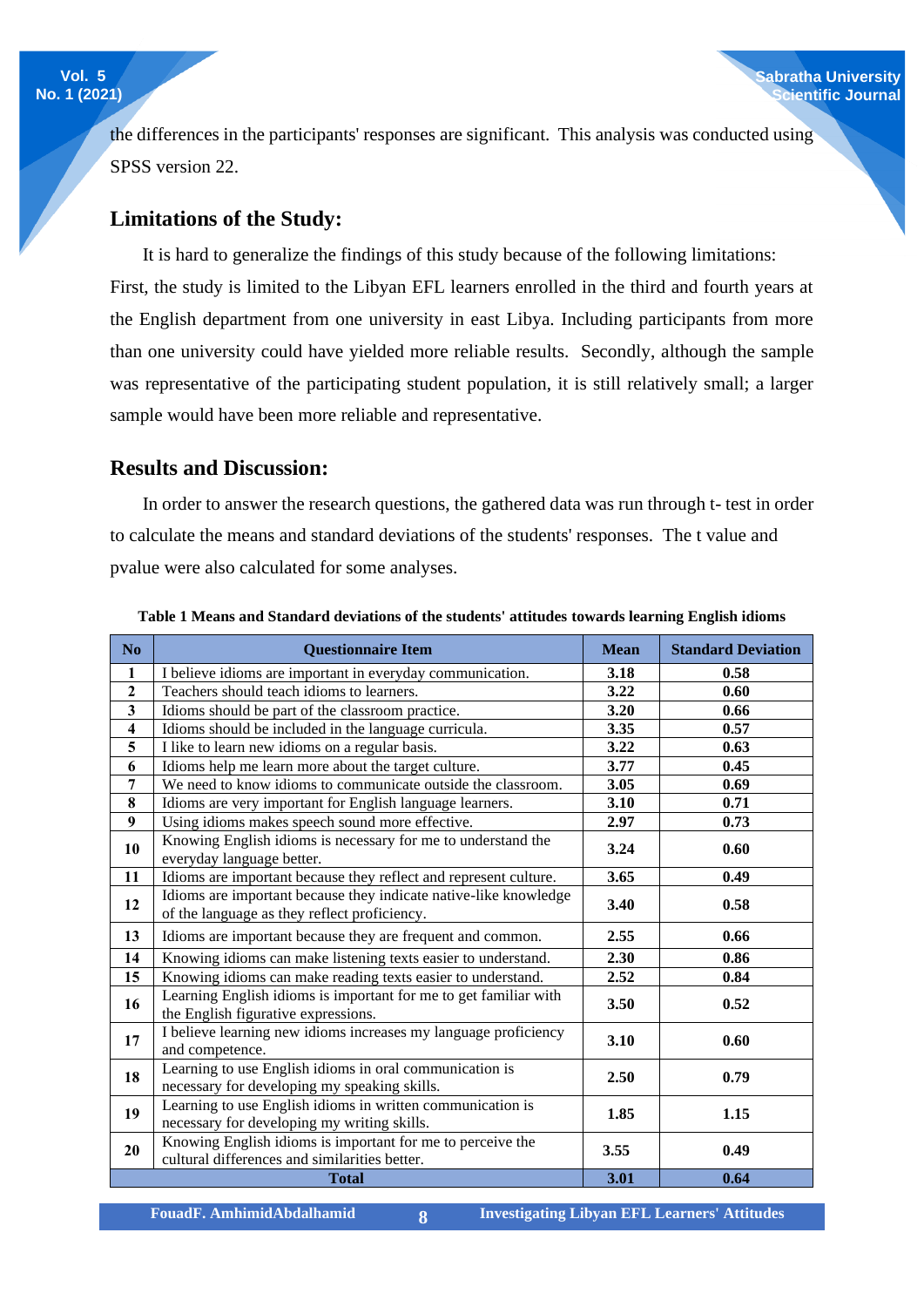the differences in the participants' responses are significant. This analysis was conducted using SPSS version 22.

## Limitations of the Study:

It is hard to generalize the findings of this study because of the following limitations: First, the study is limited to the Libyan EFL learners enrolled in the third and fourth years at the English department from one university in east Libya. Including participants from more than one university could have yielded more reliable results. Secondly, although the sample was representative of the participating student population, it is still relatively small; a larger sample would have been more reliable and representative.

## Results and Discussion:

In order to answer the research questions, the gathered data was run through t- test in order to calculate the means and standard deviations of the students' responses. The t value and pvalue were also calculated for some analyses.

**Table 1 Means and Standard deviations of the students' attitudes towards learning English idioms**

| No | Questionnaire Item | Mean | Standard Deviation |
|---|---|---|---|
| 1 | I believe idioms are important in everyday communication. | 3.18 | 0.58 |
| 2 | Teachers should teach idioms to learners. | 3.22 | 0.60 |
| 3 | Idioms should be part of the classroom practice. | 3.20 | 0.66 |
| 4 | Idioms should be included in the language curricula. | 3.35 | 0.57 |
| 5 | I like to learn new idioms on a regular basis. | 3.22 | 0.63 |
| 6 | Idioms help me learn more about the target culture. | 3.77 | 0.45 |
| 7 | We need to know idioms to communicate outside the classroom. | 3.05 | 0.69 |
| 8 | Idioms are very important for English language learners. | 3.10 | 0.71 |
| 9 | Using idioms makes speech sound more effective. | 2.97 | 0.73 |
| 10 | Knowing English idioms is necessary for me to understand the everyday language better. | 3.24 | 0.60 |
| 11 | Idioms are important because they reflect and represent culture. | 3.65 | 0.49 |
| 12 | Idioms are important because they indicate native-like knowledge of the language as they reflect proficiency. | 3.40 | 0.58 |
| 13 | Idioms are important because they are frequent and common. | 2.55 | 0.66 |
| 14 | Knowing idioms can make listening texts easier to understand. | 2.30 | 0.86 |
| 15 | Knowing idioms can make reading texts easier to understand. | 2.52 | 0.84 |
| 16 | Learning English idioms is important for me to get familiar with the English figurative expressions. | 3.50 | 0.52 |
| 17 | I believe learning new idioms increases my language proficiency and competence. | 3.10 | 0.60 |
| 18 | Learning to use English idioms in oral communication is necessary for developing my speaking skills. | 2.50 | 0.79 |
| 19 | Learning to use English idioms in written communication is necessary for developing my writing skills. | 1.85 | 1.15 |
| 20 | Knowing English idioms is important for me to perceive the cultural differences and similarities better. | 3.55 | 0.49 |
| **Total** | | **3.01** | **0.64** |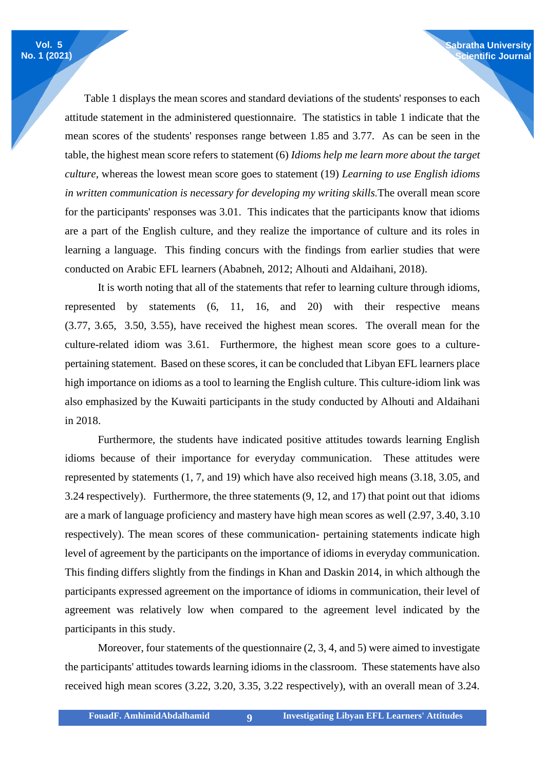Table 1 displays the mean scores and standard deviations of the students' responses to each attitude statement in the administered questionnaire. The statistics in table 1 indicate that the mean scores of the students' responses range between 1.85 and 3.77. As can be seen in the table, the highest mean score refers to statement (6) *Idioms help me learn more about the target culture*, whereas the lowest mean score goes to statement (19) *Learning to use English idioms in written communication is necessary for developing my writing skills.*The overall mean score for the participants' responses was 3.01. This indicates that the participants know that idioms are a part of the English culture, and they realize the importance of culture and its roles in learning a language. This finding concurs with the findings from earlier studies that were conducted on Arabic EFL learners (Ababneh, 2012; Alhouti and Aldaihani, 2018).

It is worth noting that all of the statements that refer to learning culture through idioms, represented by statements (6, 11, 16, and 20) with their respective means (3.77, 3.65, 3.50, 3.55), have received the highest mean scores. The overall mean for the culture-related idiom was 3.61. Furthermore, the highest mean score goes to a culture-pertaining statement. Based on these scores, it can be concluded that Libyan EFL learners place high importance on idioms as a tool to learning the English culture. This culture-idiom link was also emphasized by the Kuwaiti participants in the study conducted by Alhouti and Aldaihani in 2018.

Furthermore, the students have indicated positive attitudes towards learning English idioms because of their importance for everyday communication. These attitudes were represented by statements (1, 7, and 19) which have also received high means (3.18, 3.05, and 3.24 respectively). Furthermore, the three statements (9, 12, and 17) that point out that idioms are a mark of language proficiency and mastery have high mean scores as well (2.97, 3.40, 3.10 respectively). The mean scores of these communication- pertaining statements indicate high level of agreement by the participants on the importance of idioms in everyday communication. This finding differs slightly from the findings in Khan and Daskin 2014, in which although the participants expressed agreement on the importance of idioms in communication, their level of agreement was relatively low when compared to the agreement level indicated by the participants in this study.

Moreover, four statements of the questionnaire (2, 3, 4, and 5) were aimed to investigate the participants' attitudes towards learning idioms in the classroom. These statements have also received high mean scores (3.22, 3.20, 3.35, 3.22 respectively), with an overall mean of 3.24.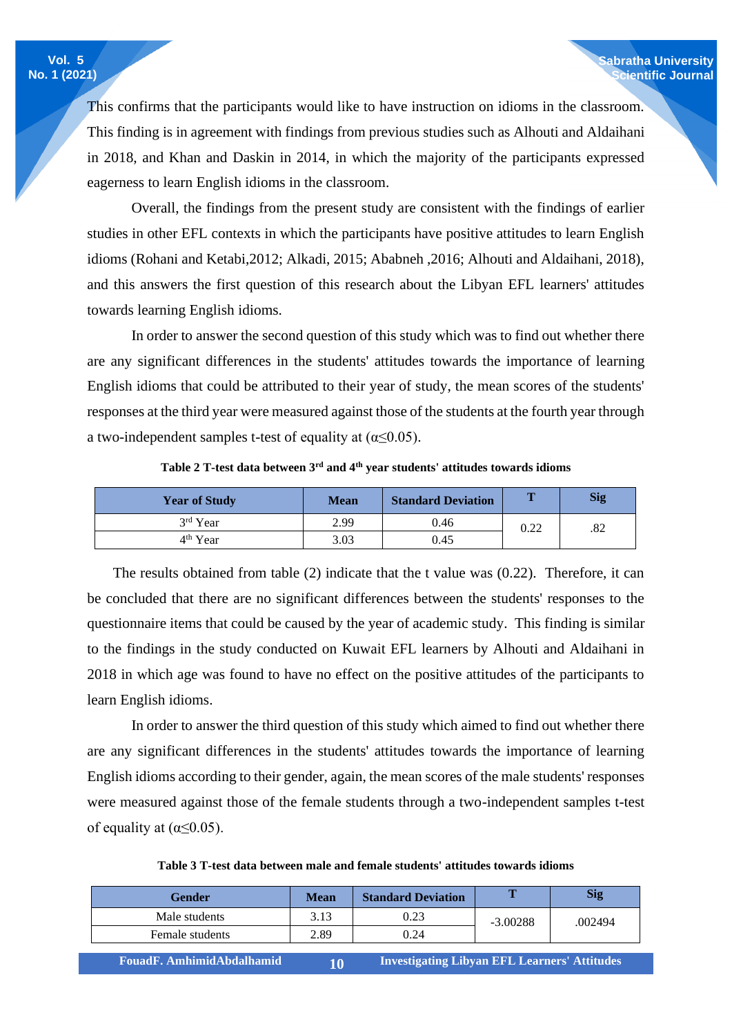This confirms that the participants would like to have instruction on idioms in the classroom. This finding is in agreement with findings from previous studies such as Alhouti and Aldaihani in 2018, and Khan and Daskin in 2014, in which the majority of the participants expressed eagerness to learn English idioms in the classroom.

Overall, the findings from the present study are consistent with the findings of earlier studies in other EFL contexts in which the participants have positive attitudes to learn English idioms (Rohani and Ketabi,2012; Alkadi, 2015; Ababneh ,2016; Alhouti and Aldaihani, 2018), and this answers the first question of this research about the Libyan EFL learners' attitudes towards learning English idioms.

In order to answer the second question of this study which was to find out whether there are any significant differences in the students' attitudes towards the importance of learning English idioms that could be attributed to their year of study, the mean scores of the students' responses at the third year were measured against those of the students at the fourth year through a two-independent samples t-test of equality at ($\alpha \leq 0.05$).

**Table 2 T-test data between 3rd and 4th year students' attitudes towards idioms**

| Year of Study | Mean | Standard Deviation | T | Sig |
|---|---|---|---|---|
| 3rd Year | 2.99 | 0.46 | 0.22 | .82 |
| 4th Year | 3.03 | 0.45 | | |

The results obtained from table (2) indicate that the t value was (0.22). Therefore, it can be concluded that there are no significant differences between the students' responses to the questionnaire items that could be caused by the year of academic study. This finding is similar to the findings in the study conducted on Kuwait EFL learners by Alhouti and Aldaihani in 2018 in which age was found to have no effect on the positive attitudes of the participants to learn English idioms.

In order to answer the third question of this study which aimed to find out whether there are any significant differences in the students' attitudes towards the importance of learning English idioms according to their gender, again, the mean scores of the male students' responses were measured against those of the female students through a two-independent samples t-test of equality at ($\alpha \leq 0.05$).

**Table 3 T-test data between male and female students' attitudes towards idioms**

| Gender | Mean | Standard Deviation | T | Sig |
|---|---|---|---|---|
| Male students | 3.13 | 0.23 | -3.00288 | .002494 |
| Female students | 2.89 | 0.24 | | |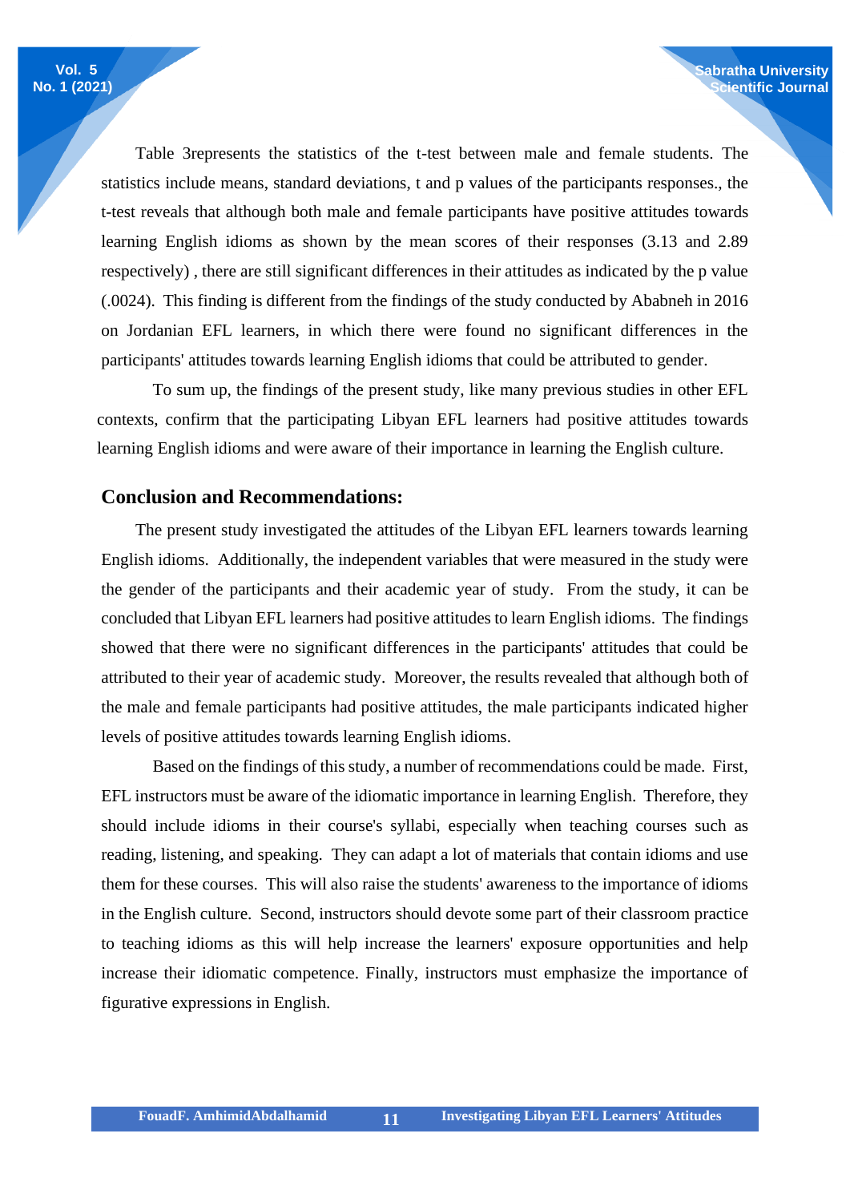Table 3represents the statistics of the t-test between male and female students. The statistics include means, standard deviations, t and p values of the participants responses., the t-test reveals that although both male and female participants have positive attitudes towards learning English idioms as shown by the mean scores of their responses (3.13 and 2.89 respectively) , there are still significant differences in their attitudes as indicated by the p value (.0024). This finding is different from the findings of the study conducted by Ababneh in 2016 on Jordanian EFL learners, in which there were found no significant differences in the participants' attitudes towards learning English idioms that could be attributed to gender.

To sum up, the findings of the present study, like many previous studies in other EFL contexts, confirm that the participating Libyan EFL learners had positive attitudes towards learning English idioms and were aware of their importance in learning the English culture.

## Conclusion and Recommendations:

The present study investigated the attitudes of the Libyan EFL learners towards learning English idioms. Additionally, the independent variables that were measured in the study were the gender of the participants and their academic year of study. From the study, it can be concluded that Libyan EFL learners had positive attitudes to learn English idioms. The findings showed that there were no significant differences in the participants' attitudes that could be attributed to their year of academic study. Moreover, the results revealed that although both of the male and female participants had positive attitudes, the male participants indicated higher levels of positive attitudes towards learning English idioms.

Based on the findings of this study, a number of recommendations could be made. First, EFL instructors must be aware of the idiomatic importance in learning English. Therefore, they should include idioms in their course's syllabi, especially when teaching courses such as reading, listening, and speaking. They can adapt a lot of materials that contain idioms and use them for these courses. This will also raise the students' awareness to the importance of idioms in the English culture. Second, instructors should devote some part of their classroom practice to teaching idioms as this will help increase the learners' exposure opportunities and help increase their idiomatic competence. Finally, instructors must emphasize the importance of figurative expressions in English.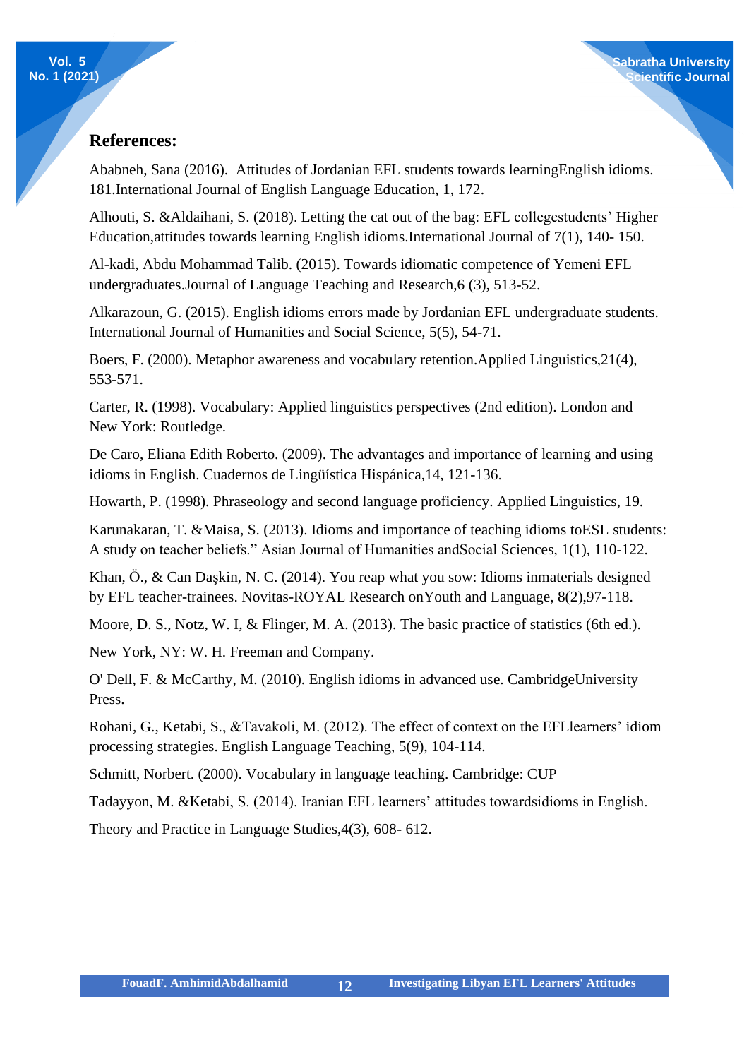## References:

Ababneh, Sana (2016). Attitudes of Jordanian EFL students towards learningEnglish idioms. 181.International Journal of English Language Education, 1, 172.

Alhouti, S. &Aldaihani, S. (2018). Letting the cat out of the bag: EFL collegestudents' Higher Education,attitudes towards learning English idioms.International Journal of 7(1), 140- 150.

Al-kadi, Abdu Mohammad Talib. (2015). Towards idiomatic competence of Yemeni EFL undergraduates.Journal of Language Teaching and Research,6 (3), 513-52.

Alkarazoun, G. (2015). English idioms errors made by Jordanian EFL undergraduate students. International Journal of Humanities and Social Science, 5(5), 54-71.

Boers, F. (2000). Metaphor awareness and vocabulary retention.Applied Linguistics,21(4), 553-571.

Carter, R. (1998). Vocabulary: Applied linguistics perspectives (2nd edition). London and New York: Routledge.

De Caro, Eliana Edith Roberto. (2009). The advantages and importance of learning and using idioms in English. Cuadernos de Lingüística Hispánica,14, 121-136.

Howarth, P. (1998). Phraseology and second language proficiency. Applied Linguistics, 19.

Karunakaran, T. &Maisa, S. (2013). Idioms and importance of teaching idioms toESL students: A study on teacher beliefs." Asian Journal of Humanities andSocial Sciences, 1(1), 110-122.

Khan, Ö., & Can Daşkin, N. C. (2014). You reap what you sow: Idioms inmaterials designed by EFL teacher-trainees. Novitas-ROYAL Research onYouth and Language, 8(2),97-118.

Moore, D. S., Notz, W. I, & Flinger, M. A. (2013). The basic practice of statistics (6th ed.).

New York, NY: W. H. Freeman and Company.

O' Dell, F. & McCarthy, M. (2010). English idioms in advanced use. CambridgeUniversity Press.

Rohani, G., Ketabi, S., &Tavakoli, M. (2012). The effect of context on the EFLlearners' idiom processing strategies. English Language Teaching, 5(9), 104-114.

Schmitt, Norbert. (2000). Vocabulary in language teaching. Cambridge: CUP

Tadayyon, M. &Ketabi, S. (2014). Iranian EFL learners' attitudes towardsidioms in English.

Theory and Practice in Language Studies,4(3), 608- 612.